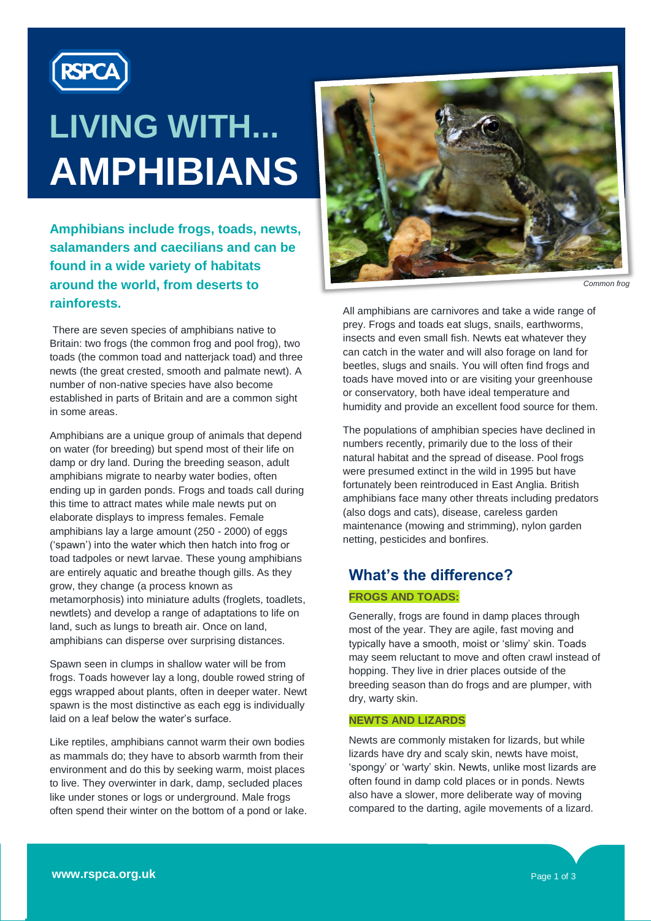# LIVING WITH... AMPHIBIANS

**Amphibians include frogs, toads, newts, salamanders and caecilians and can be found in a wide variety of habitats around the world, from deserts to rainforests.**

Common frog

There are seven species of amphibians native to Britain: two frogs (the common frog and pool frog), two toads (the common toad and natterjack toad) and three newts (the great crested, smooth and palmate newt). A number of non-native species have also become established in parts of Britain and are a common sight in some areas.

Amphibians are a unique group of animals that depend on water (for breeding) but spend most of their life on damp or dry land. During the breeding season, adult amphibians migrate to nearby water bodies, often ending up in garden ponds. Frogs and toads call during this time to attract mates while male newts put on elaborate displays to impress females. Female amphibians lay a large amount (250 - 2000) of eggs ('spawn') into the water which then hatch into frog or toad tadpoles or newt larvae. These young amphibians are entirely aquatic and breathe though gills. As they grow, they change (a process known as metamorphosis) into miniature adults (froglets, toadlets, newtlets) and develop a range of adaptations to life on land, such as lungs to breath air. Once on land, amphibians can disperse over surprising distances.

Spawn seen in clumps in shallow water will be from frogs. Toads however lay a long, double rowed string of eggs wrapped about plants, often in deeper water. Newt spawn is the most distinctive as each egg is individually laid on a leaf below the water's surface.

Like reptiles, amphibians cannot warm their own bodies as mammals do; they have to absorb warmth from their environment and do this by seeking warm, moist places to live. They overwinter in dark, damp, secluded places like under stones or logs or underground. Male frogs often spend their winter on the bottom of a pond or lake.

All amphibians are carnivores and take a wide range of prey. Frogs and toads eat slugs, snails, earthworms, insects and even small fish. Newts eat whatever they can catch in the water and will also forage on land for beetles, slugs and snails. You will often find frogs and toads have moved into or are visiting your greenhouse or conservatory, both have ideal temperature and humidity and provide an excellent food source for them.

The populations of amphibian species have declined in numbers recently, primarily due to the loss of their natural habitat and the spread of disease. Pool frogs were presumed extinct in the wild in 1995 but have fortunately been reintroduced in East Anglia. British amphibians face many other threats including predators (also dogs and cats), disease, careless garden maintenance (mowing and strimming), nylon garden netting, pesticides and bonfires.

## What's the difference?

### FROGS AND TOADS:

Generally, frogs are found in damp places through most of the year. They are agile, fast moving and typically have a smooth, moist or 'slimy' skin. Toads may seem reluctant to move and often crawl instead of hopping. They live in drier places outside of the breeding season than do frogs and are plumper, with dry, warty skin.

### NEWTS AND LIZARDS

Newts are commonly mistaken for lizards, but while lizards have dry and scaly skin, newts have moist, 'spongy' or 'warty' skin. Newts, unlike most lizards are often found in damp cold places or in ponds. Newts also have a slower, more deliberate way of moving compared to the darting, agile movements of a lizard.

www.rspca.org.uk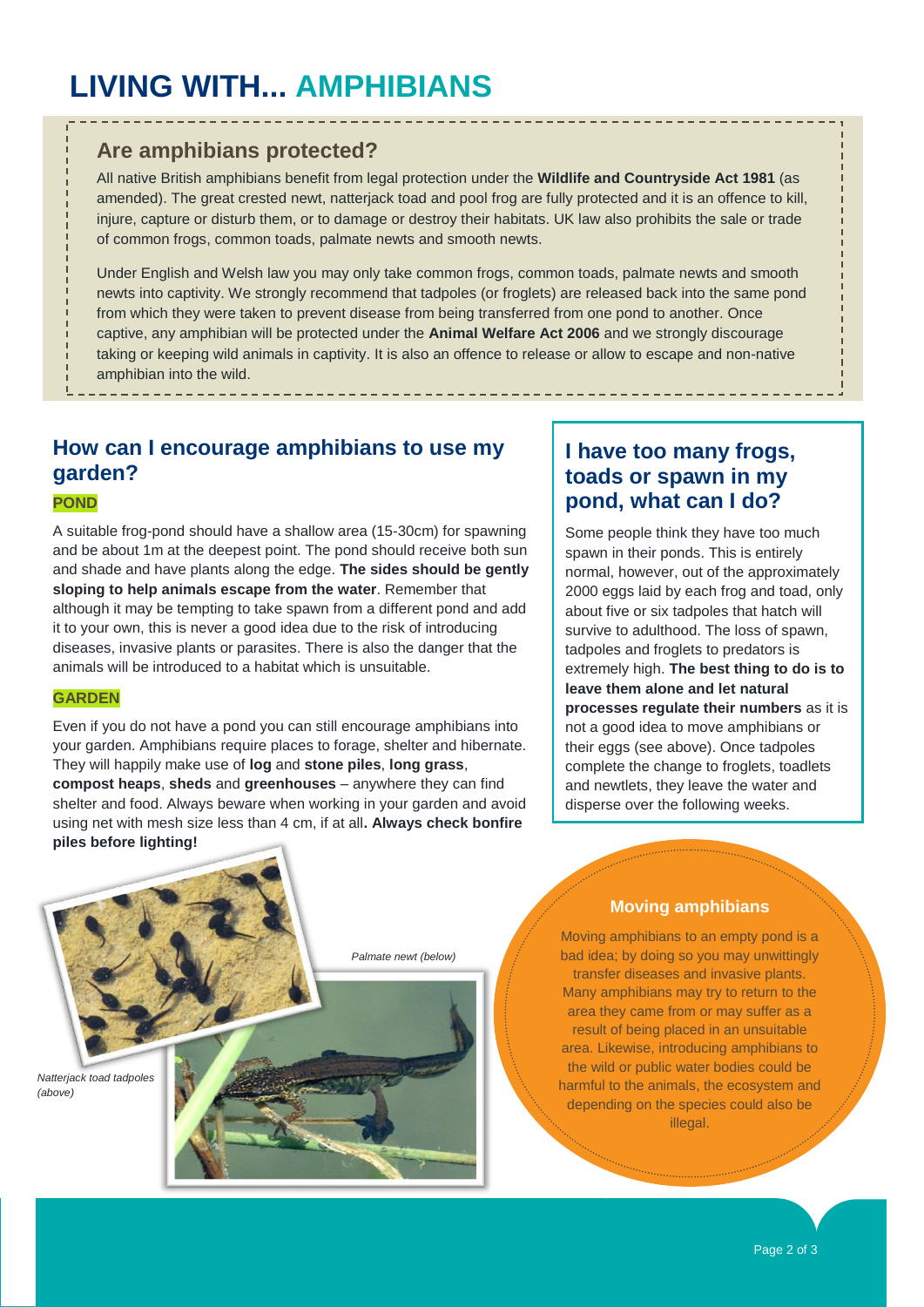# LIVING WITH... AMPHIBIANS

## Are amphibians protected?

All native British amphibians benefit from legal protection under the **Wildlife and Countryside Act 1981** (as amended). The great crested newt, natterjack toad and pool frog are fully protected and it is an offence to kill, injure, capture or disturb them, or to damage or destroy their habitats. UK law also prohibits the sale or trade of common frogs, common toads, palmate newts and smooth newts.

Under English and Welsh law you may only take common frogs, common toads, palmate newts and smooth newts into captivity. We strongly recommend that tadpoles (or froglets) are released back into the same pond from which they were taken to prevent disease from being transferred from one pond to another. Once captive, any amphibian will be protected under the **Animal Welfare Act 2006** and we strongly discourage taking or keeping wild animals in captivity. It is also an offence to release or allow to escape and non-native amphibian into the wild.

## How can I encourage amphibians to use my garden?

### POND

A suitable frog-pond should have a shallow area (15-30cm) for spawning and be about 1m at the deepest point. The pond should receive both sun and shade and have plants along the edge. **The sides should be gently sloping to help animals escape from the water**. Remember that although it may be tempting to take spawn from a different pond and add it to your own, this is never a good idea due to the risk of introducing diseases, invasive plants or parasites. There is also the danger that the animals will be introduced to a habitat which is unsuitable.

### GARDEN

Even if you do not have a pond you can still encourage amphibians into your garden. Amphibians require places to forage, shelter and hibernate. They will happily make use of **log** and **stone piles**, **long grass**, **compost heaps**, **sheds** and **greenhouses** – anywhere they can find shelter and food. Always beware when working in your garden and avoid using net with mesh size less than 4 cm, if at all**. Always check bonfire piles before lighting!**

*Natterjack toad tadpoles (above)*

*Palmate newt (below)*

## I have too many frogs, toads or spawn in my pond, what can I do?

Some people think they have too much spawn in their ponds. This is entirely normal, however, out of the approximately 2000 eggs laid by each frog and toad, only about five or six tadpoles that hatch will survive to adulthood. The loss of spawn, tadpoles and froglets to predators is extremely high. **The best thing to do is to leave them alone and let natural processes regulate their numbers** as it is not a good idea to move amphibians or their eggs (see above). Once tadpoles complete the change to froglets, toadlets and newtlets, they leave the water and disperse over the following weeks.

### Moving amphibians

Moving amphibians to an empty pond is a bad idea; by doing so you may unwittingly transfer diseases and invasive plants. Many amphibians may try to return to the area they came from or may suffer as a result of being placed in an unsuitable area. Likewise, introducing amphibians to the wild or public water bodies could be harmful to the animals, the ecosystem and depending on the species could also be illegal.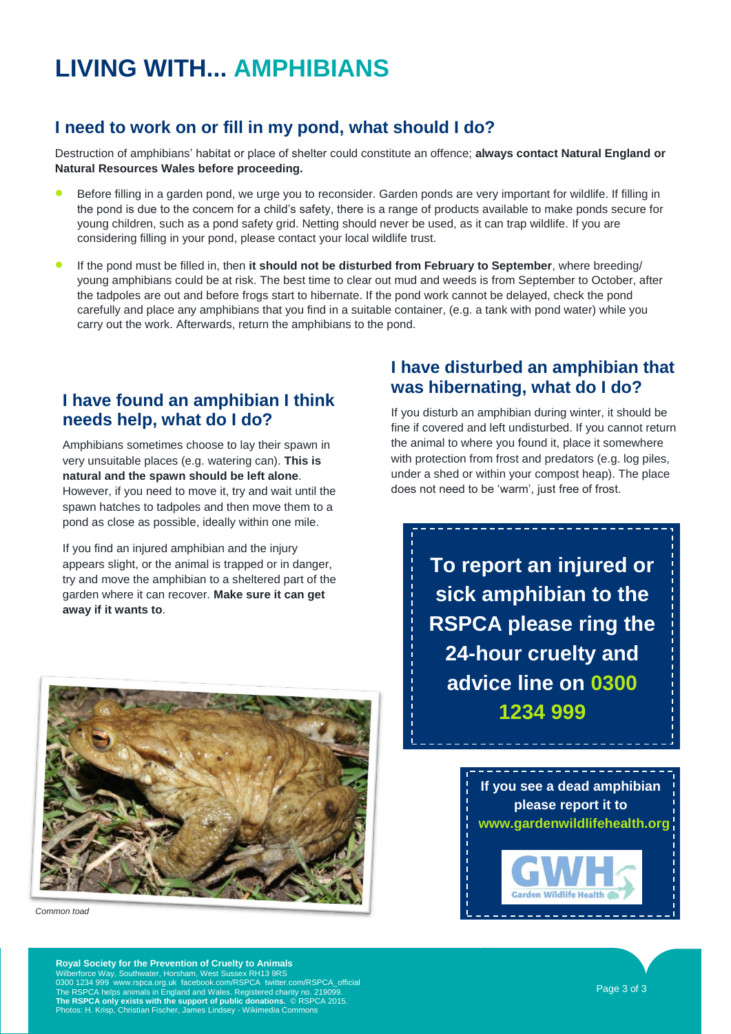# LIVING WITH... AMPHIBIANS

## I need to work on or fill in my pond, what should I do?

Destruction of amphibians' habitat or place of shelter could constitute an offence; **always contact Natural England or Natural Resources Wales before proceeding.**

- Before filling in a garden pond, we urge you to reconsider. Garden ponds are very important for wildlife. If filling in the pond is due to the concern for a child's safety, there is a range of products available to make ponds secure for young children, such as a pond safety grid. Netting should never be used, as it can trap wildlife. If you are considering filling in your pond, please contact your local wildlife trust.
- If the pond must be filled in, then **it should not be disturbed from February to September**, where breeding/ young amphibians could be at risk. The best time to clear out mud and weeds is from September to October, after the tadpoles are out and before frogs start to hibernate. If the pond work cannot be delayed, check the pond carefully and place any amphibians that you find in a suitable container, (e.g. a tank with pond water) while you carry out the work. Afterwards, return the amphibians to the pond.

## I have found an amphibian I think needs help, what do I do?

Amphibians sometimes choose to lay their spawn in very unsuitable places (e.g. watering can). **This is natural and the spawn should be left alone**. However, if you need to move it, try and wait until the spawn hatches to tadpoles and then move them to a pond as close as possible, ideally within one mile.

If you find an injured amphibian and the injury appears slight, or the animal is trapped or in danger, try and move the amphibian to a sheltered part of the garden where it can recover. **Make sure it can get away if it wants to**.

*Common toad*

## I have disturbed an amphibian that was hibernating, what do I do?

If you disturb an amphibian during winter, it should be fine if covered and left undisturbed. If you cannot return the animal to where you found it, place it somewhere with protection from frost and predators (e.g. log piles, under a shed or within your compost heap). The place does not need to be 'warm', just free of frost.

**To report an injured or sick amphibian to the RSPCA please ring the 24-hour cruelty and advice line on 0300 1234 999**

**If you see a dead amphibian please report it to www.gardenwildlifehealth.org**

**Royal Society for the Prevention of Cruelty to Animals**
Wilberforce Way, Southwater, Horsham, West Sussex RH13 9RS
0300 1234 999 www.rspca.org.uk facebook.com/RSPCA twitter.com/RSPCA_official
The RSPCA helps animals in England and Wales. Registered charity no. 219099.
**The RSPCA only exists with the support of public donations.** © RSPCA 2015.
Photos: H. Krisp, Christian Fischer, James Lindsey - Wikimedia Commons